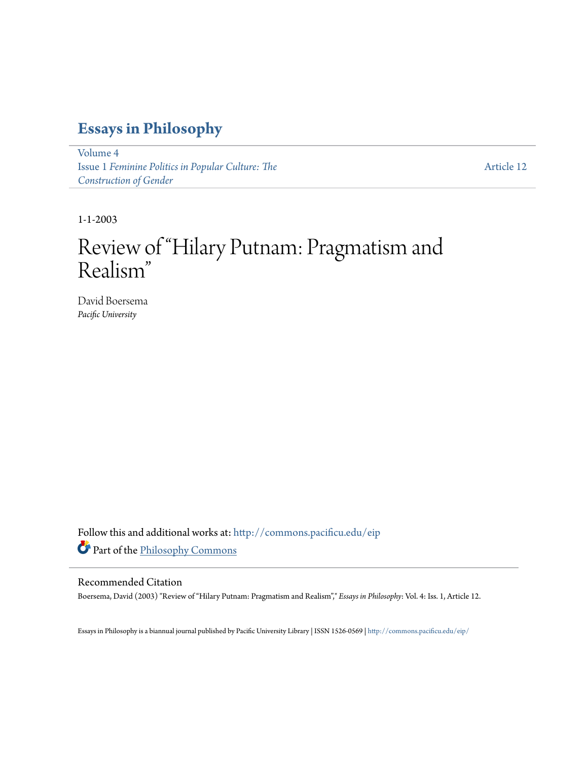# Essays in Philosophy

Volume 4
Issue 1 *Feminine Politics in Popular Culture: The Construction of Gender*

Article 12

1-1-2003

# Review of "Hilary Putnam: Pragmatism and Realism"

David Boersema
*Pacific University*

Follow this and additional works at: http://commons.pacificu.edu/eip
Part of the Philosophy Commons

## Recommended Citation

Boersema, David (2003) "Review of "Hilary Putnam: Pragmatism and Realism"," *Essays in Philosophy*: Vol. 4: Iss. 1, Article 12.

Essays in Philosophy is a biannual journal published by Pacific University Library | ISSN 1526-0569 | http://commons.pacificu.edu/eip/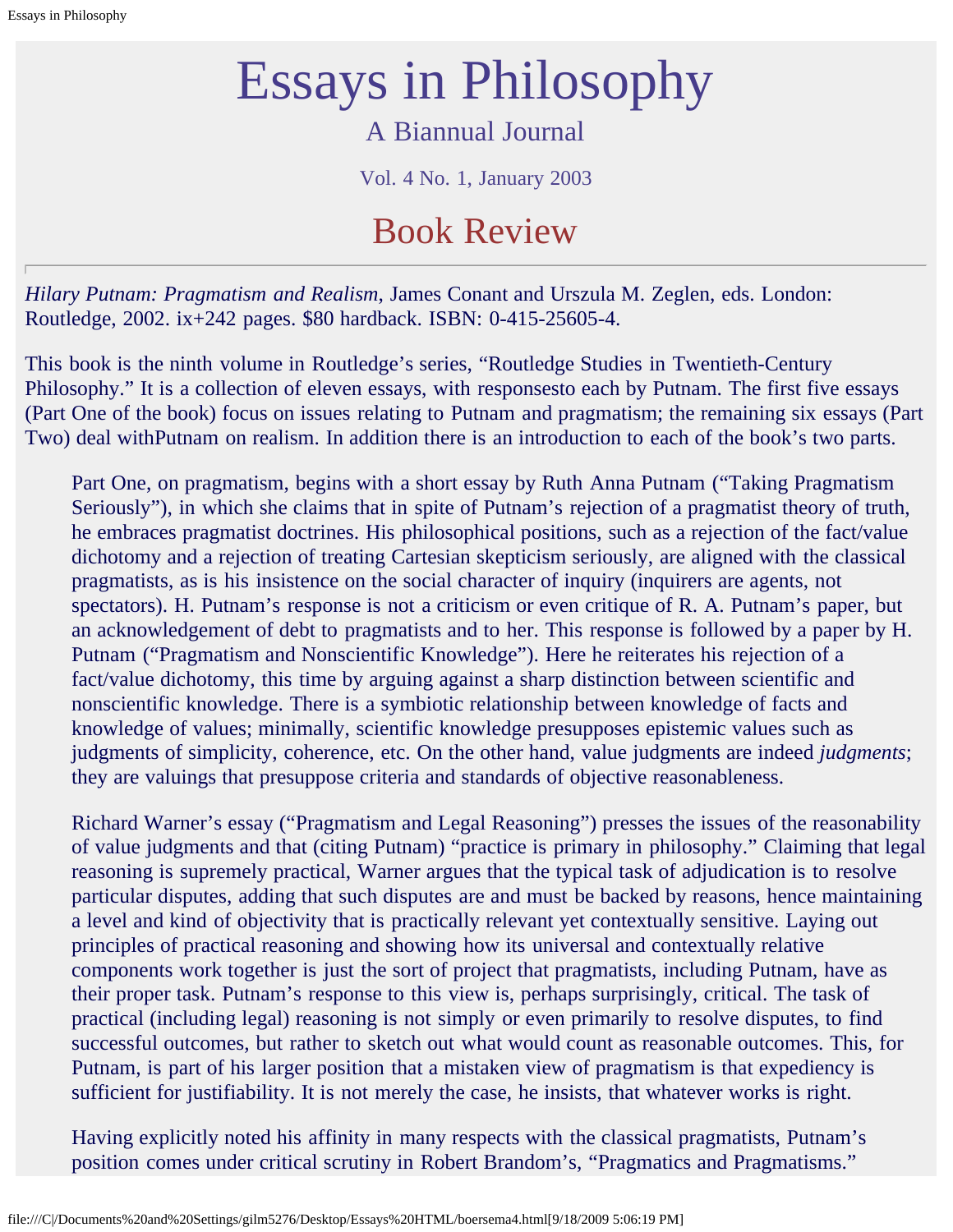# Essays in Philosophy

A Biannual Journal

Vol. 4 No. 1, January 2003

## Book Review

---

*Hilary Putnam: Pragmatism and Realism*, James Conant and Urszula M. Zeglen, eds. London: Routledge, 2002. ix+242 pages. $80 hardback. ISBN: 0-415-25605-4.

This book is the ninth volume in Routledge's series, "Routledge Studies in Twentieth-Century Philosophy." It is a collection of eleven essays, with responsesto each by Putnam. The first five essays (Part One of the book) focus on issues relating to Putnam and pragmatism; the remaining six essays (Part Two) deal withPutnam on realism. In addition there is an introduction to each of the book's two parts.

Part One, on pragmatism, begins with a short essay by Ruth Anna Putnam ("Taking Pragmatism Seriously"), in which she claims that in spite of Putnam's rejection of a pragmatist theory of truth, he embraces pragmatist doctrines. His philosophical positions, such as a rejection of the fact/value dichotomy and a rejection of treating Cartesian skepticism seriously, are aligned with the classical pragmatists, as is his insistence on the social character of inquiry (inquirers are agents, not spectators). H. Putnam's response is not a criticism or even critique of R. A. Putnam's paper, but an acknowledgement of debt to pragmatists and to her. This response is followed by a paper by H. Putnam ("Pragmatism and Nonscientific Knowledge"). Here he reiterates his rejection of a fact/value dichotomy, this time by arguing against a sharp distinction between scientific and nonscientific knowledge. There is a symbiotic relationship between knowledge of facts and knowledge of values; minimally, scientific knowledge presupposes epistemic values such as judgments of simplicity, coherence, etc. On the other hand, value judgments are indeed *judgments*; they are valuings that presuppose criteria and standards of objective reasonableness.

Richard Warner's essay ("Pragmatism and Legal Reasoning") presses the issues of the reasonability of value judgments and that (citing Putnam) "practice is primary in philosophy." Claiming that legal reasoning is supremely practical, Warner argues that the typical task of adjudication is to resolve particular disputes, adding that such disputes are and must be backed by reasons, hence maintaining a level and kind of objectivity that is practically relevant yet contextually sensitive. Laying out principles of practical reasoning and showing how its universal and contextually relative components work together is just the sort of project that pragmatists, including Putnam, have as their proper task. Putnam's response to this view is, perhaps surprisingly, critical. The task of practical (including legal) reasoning is not simply or even primarily to resolve disputes, to find successful outcomes, but rather to sketch out what would count as reasonable outcomes. This, for Putnam, is part of his larger position that a mistaken view of pragmatism is that expediency is sufficient for justifiability. It is not merely the case, he insists, that whatever works is right.

Having explicitly noted his affinity in many respects with the classical pragmatists, Putnam's position comes under critical scrutiny in Robert Brandom's, "Pragmatics and Pragmatisms."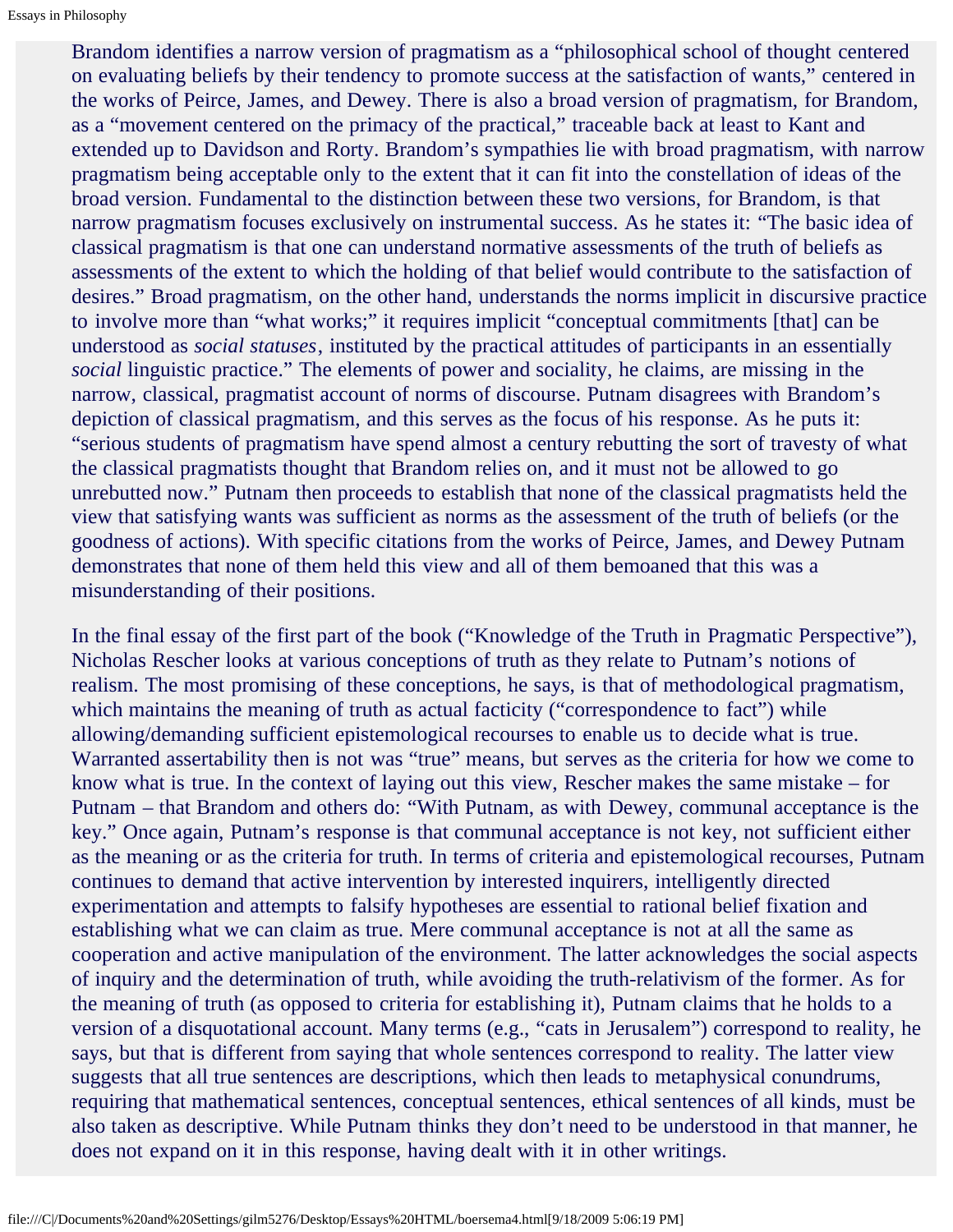Brandom identifies a narrow version of pragmatism as a "philosophical school of thought centered on evaluating beliefs by their tendency to promote success at the satisfaction of wants," centered in the works of Peirce, James, and Dewey. There is also a broad version of pragmatism, for Brandom, as a "movement centered on the primacy of the practical," traceable back at least to Kant and extended up to Davidson and Rorty. Brandom's sympathies lie with broad pragmatism, with narrow pragmatism being acceptable only to the extent that it can fit into the constellation of ideas of the broad version. Fundamental to the distinction between these two versions, for Brandom, is that narrow pragmatism focuses exclusively on instrumental success. As he states it: "The basic idea of classical pragmatism is that one can understand normative assessments of the truth of beliefs as assessments of the extent to which the holding of that belief would contribute to the satisfaction of desires." Broad pragmatism, on the other hand, understands the norms implicit in discursive practice to involve more than "what works;" it requires implicit "conceptual commitments [that] can be understood as *social statuses*, instituted by the practical attitudes of participants in an essentially *social* linguistic practice." The elements of power and sociality, he claims, are missing in the narrow, classical, pragmatist account of norms of discourse. Putnam disagrees with Brandom's depiction of classical pragmatism, and this serves as the focus of his response. As he puts it: "serious students of pragmatism have spend almost a century rebutting the sort of travesty of what the classical pragmatists thought that Brandom relies on, and it must not be allowed to go unrebutted now." Putnam then proceeds to establish that none of the classical pragmatists held the view that satisfying wants was sufficient as norms as the assessment of the truth of beliefs (or the goodness of actions). With specific citations from the works of Peirce, James, and Dewey Putnam demonstrates that none of them held this view and all of them bemoaned that this was a misunderstanding of their positions.

In the final essay of the first part of the book ("Knowledge of the Truth in Pragmatic Perspective"), Nicholas Rescher looks at various conceptions of truth as they relate to Putnam's notions of realism. The most promising of these conceptions, he says, is that of methodological pragmatism, which maintains the meaning of truth as actual facticity ("correspondence to fact") while allowing/demanding sufficient epistemological recourses to enable us to decide what is true. Warranted assertability then is not was "true" means, but serves as the criteria for how we come to know what is true. In the context of laying out this view, Rescher makes the same mistake – for Putnam – that Brandom and others do: "With Putnam, as with Dewey, communal acceptance is the key." Once again, Putnam's response is that communal acceptance is not key, not sufficient either as the meaning or as the criteria for truth. In terms of criteria and epistemological recourses, Putnam continues to demand that active intervention by interested inquirers, intelligently directed experimentation and attempts to falsify hypotheses are essential to rational belief fixation and establishing what we can claim as true. Mere communal acceptance is not at all the same as cooperation and active manipulation of the environment. The latter acknowledges the social aspects of inquiry and the determination of truth, while avoiding the truth-relativism of the former. As for the meaning of truth (as opposed to criteria for establishing it), Putnam claims that he holds to a version of a disquotational account. Many terms (e.g., "cats in Jerusalem") correspond to reality, he says, but that is different from saying that whole sentences correspond to reality. The latter view suggests that all true sentences are descriptions, which then leads to metaphysical conundrums, requiring that mathematical sentences, conceptual sentences, ethical sentences of all kinds, must be also taken as descriptive. While Putnam thinks they don't need to be understood in that manner, he does not expand on it in this response, having dealt with it in other writings.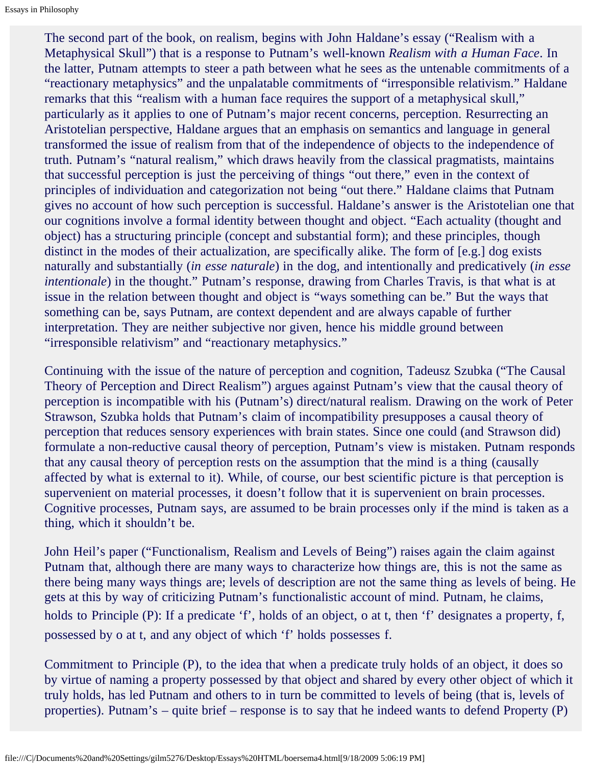The second part of the book, on realism, begins with John Haldane's essay ("Realism with a Metaphysical Skull") that is a response to Putnam's well-known *Realism with a Human Face*. In the latter, Putnam attempts to steer a path between what he sees as the untenable commitments of a "reactionary metaphysics" and the unpalatable commitments of "irresponsible relativism." Haldane remarks that this "realism with a human face requires the support of a metaphysical skull," particularly as it applies to one of Putnam's major recent concerns, perception. Resurrecting an Aristotelian perspective, Haldane argues that an emphasis on semantics and language in general transformed the issue of realism from that of the independence of objects to the independence of truth. Putnam's "natural realism," which draws heavily from the classical pragmatists, maintains that successful perception is just the perceiving of things "out there," even in the context of principles of individuation and categorization not being "out there." Haldane claims that Putnam gives no account of how such perception is successful. Haldane's answer is the Aristotelian one that our cognitions involve a formal identity between thought and object. "Each actuality (thought and object) has a structuring principle (concept and substantial form); and these principles, though distinct in the modes of their actualization, are specifically alike. The form of [e.g.] dog exists naturally and substantially (*in esse naturale*) in the dog, and intentionally and predicatively (*in esse intentionale*) in the thought." Putnam's response, drawing from Charles Travis, is that what is at issue in the relation between thought and object is "ways something can be." But the ways that something can be, says Putnam, are context dependent and are always capable of further interpretation. They are neither subjective nor given, hence his middle ground between "irresponsible relativism" and "reactionary metaphysics."

Continuing with the issue of the nature of perception and cognition, Tadeusz Szubka ("The Causal Theory of Perception and Direct Realism") argues against Putnam's view that the causal theory of perception is incompatible with his (Putnam's) direct/natural realism. Drawing on the work of Peter Strawson, Szubka holds that Putnam's claim of incompatibility presupposes a causal theory of perception that reduces sensory experiences with brain states. Since one could (and Strawson did) formulate a non-reductive causal theory of perception, Putnam's view is mistaken. Putnam responds that any causal theory of perception rests on the assumption that the mind is a thing (causally affected by what is external to it). While, of course, our best scientific picture is that perception is supervenient on material processes, it doesn't follow that it is supervenient on brain processes. Cognitive processes, Putnam says, are assumed to be brain processes only if the mind is taken as a thing, which it shouldn't be.

John Heil's paper ("Functionalism, Realism and Levels of Being") raises again the claim against Putnam that, although there are many ways to characterize how things are, this is not the same as there being many ways things are; levels of description are not the same thing as levels of being. He gets at this by way of criticizing Putnam's functionalistic account of mind. Putnam, he claims, holds to Principle (P): If a predicate 'f', holds of an object, o at t, then 'f' designates a property, f, possessed by o at t, and any object of which 'f' holds possesses f.

Commitment to Principle (P), to the idea that when a predicate truly holds of an object, it does so by virtue of naming a property possessed by that object and shared by every other object of which it truly holds, has led Putnam and others to in turn be committed to levels of being (that is, levels of properties). Putnam's – quite brief – response is to say that he indeed wants to defend Property (P)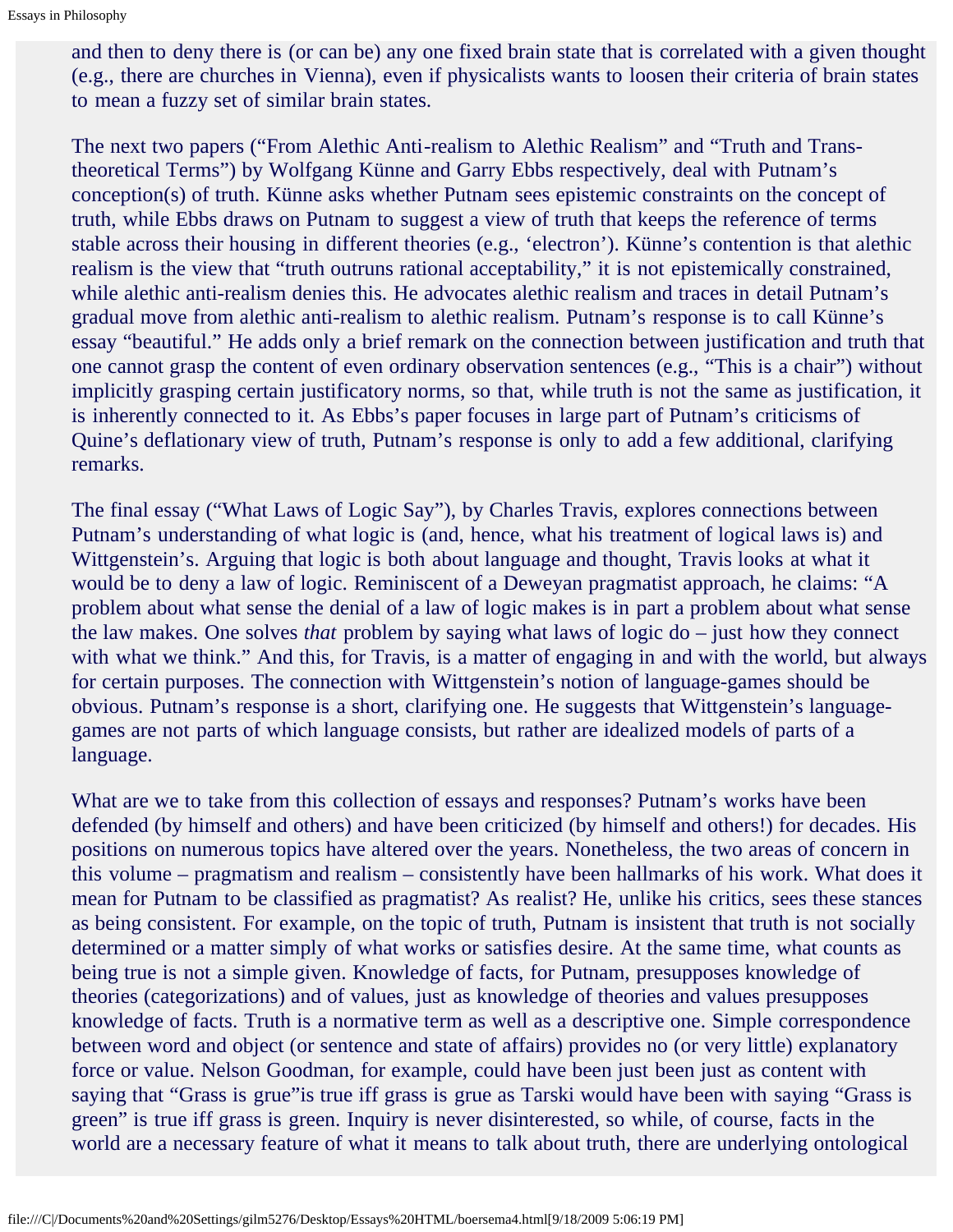and then to deny there is (or can be) any one fixed brain state that is correlated with a given thought (e.g., there are churches in Vienna), even if physicalists wants to loosen their criteria of brain states to mean a fuzzy set of similar brain states.

The next two papers ("From Alethic Anti-realism to Alethic Realism" and "Truth and Trans-theoretical Terms") by Wolfgang Künne and Garry Ebbs respectively, deal with Putnam's conception(s) of truth. Künne asks whether Putnam sees epistemic constraints on the concept of truth, while Ebbs draws on Putnam to suggest a view of truth that keeps the reference of terms stable across their housing in different theories (e.g., 'electron'). Künne's contention is that alethic realism is the view that "truth outruns rational acceptability," it is not epistemically constrained, while alethic anti-realism denies this. He advocates alethic realism and traces in detail Putnam's gradual move from alethic anti-realism to alethic realism. Putnam's response is to call Künne's essay "beautiful." He adds only a brief remark on the connection between justification and truth that one cannot grasp the content of even ordinary observation sentences (e.g., "This is a chair") without implicitly grasping certain justificatory norms, so that, while truth is not the same as justification, it is inherently connected to it. As Ebbs's paper focuses in large part of Putnam's criticisms of Quine's deflationary view of truth, Putnam's response is only to add a few additional, clarifying remarks.

The final essay ("What Laws of Logic Say"), by Charles Travis, explores connections between Putnam's understanding of what logic is (and, hence, what his treatment of logical laws is) and Wittgenstein's. Arguing that logic is both about language and thought, Travis looks at what it would be to deny a law of logic. Reminiscent of a Deweyan pragmatist approach, he claims: "A problem about what sense the denial of a law of logic makes is in part a problem about what sense the law makes. One solves *that* problem by saying what laws of logic do – just how they connect with what we think." And this, for Travis, is a matter of engaging in and with the world, but always for certain purposes. The connection with Wittgenstein's notion of language-games should be obvious. Putnam's response is a short, clarifying one. He suggests that Wittgenstein's language-games are not parts of which language consists, but rather are idealized models of parts of a language.

What are we to take from this collection of essays and responses? Putnam's works have been defended (by himself and others) and have been criticized (by himself and others!) for decades. His positions on numerous topics have altered over the years. Nonetheless, the two areas of concern in this volume – pragmatism and realism – consistently have been hallmarks of his work. What does it mean for Putnam to be classified as pragmatist? As realist? He, unlike his critics, sees these stances as being consistent. For example, on the topic of truth, Putnam is insistent that truth is not socially determined or a matter simply of what works or satisfies desire. At the same time, what counts as being true is not a simple given. Knowledge of facts, for Putnam, presupposes knowledge of theories (categorizations) and of values, just as knowledge of theories and values presupposes knowledge of facts. Truth is a normative term as well as a descriptive one. Simple correspondence between word and object (or sentence and state of affairs) provides no (or very little) explanatory force or value. Nelson Goodman, for example, could have been just been just as content with saying that "Grass is grue"is true iff grass is grue as Tarski would have been with saying "Grass is green" is true iff grass is green. Inquiry is never disinterested, so while, of course, facts in the world are a necessary feature of what it means to talk about truth, there are underlying ontological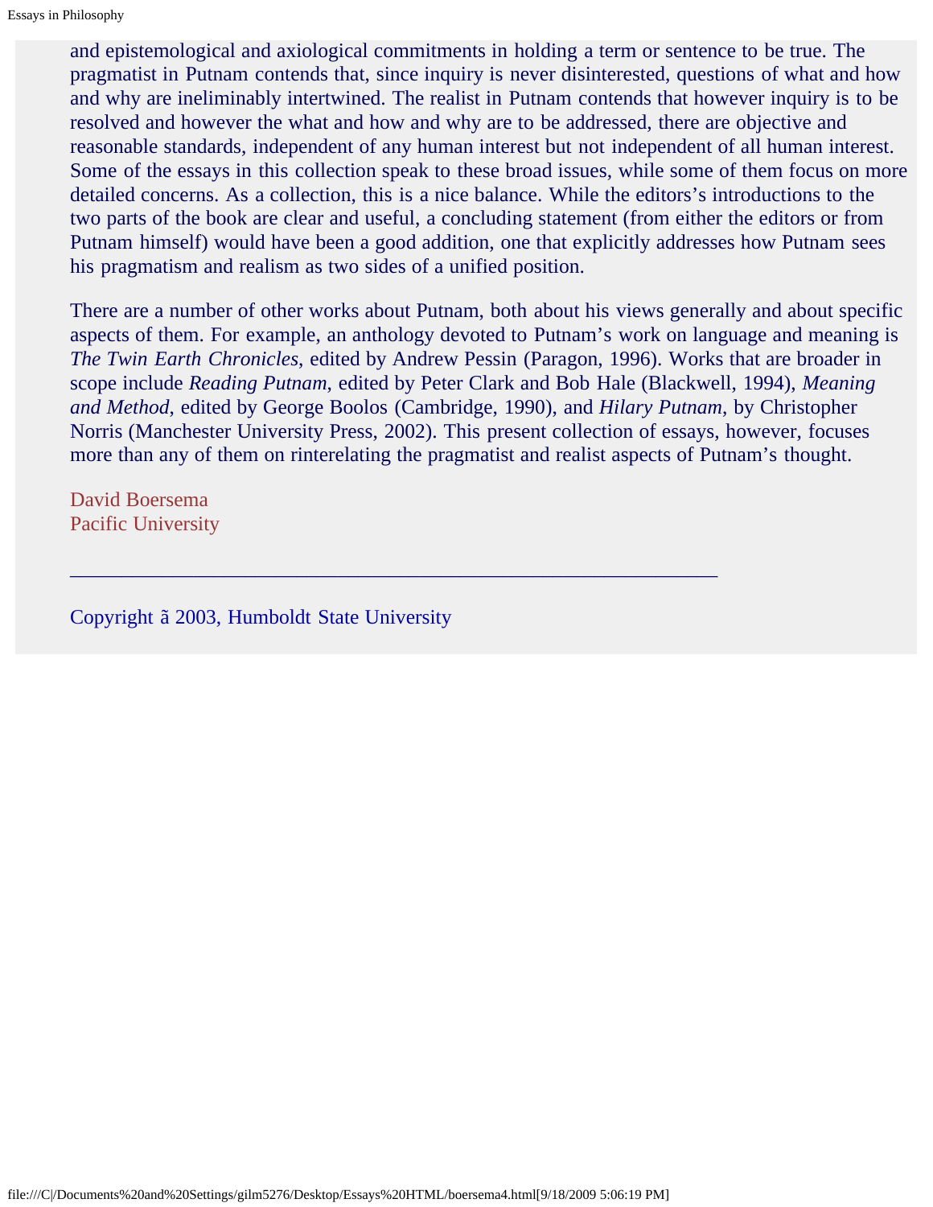and epistemological and axiological commitments in holding a term or sentence to be true. The pragmatist in Putnam contends that, since inquiry is never disinterested, questions of what and how and why are ineliminably intertwined. The realist in Putnam contends that however inquiry is to be resolved and however the what and how and why are to be addressed, there are objective and reasonable standards, independent of any human interest but not independent of all human interest. Some of the essays in this collection speak to these broad issues, while some of them focus on more detailed concerns. As a collection, this is a nice balance. While the editors's introductions to the two parts of the book are clear and useful, a concluding statement (from either the editors or from Putnam himself) would have been a good addition, one that explicitly addresses how Putnam sees his pragmatism and realism as two sides of a unified position.

There are a number of other works about Putnam, both about his views generally and about specific aspects of them. For example, an anthology devoted to Putnam's work on language and meaning is *The Twin Earth Chronicles*, edited by Andrew Pessin (Paragon, 1996). Works that are broader in scope include *Reading Putnam*, edited by Peter Clark and Bob Hale (Blackwell, 1994), *Meaning and Method*, edited by George Boolos (Cambridge, 1990), and *Hilary Putnam*, by Christopher Norris (Manchester University Press, 2002). This present collection of essays, however, focuses more than any of them on rinterelating the pragmatist and realist aspects of Putnam's thought.

David Boersema
Pacific University

---

Copyright ã 2003, Humboldt State University